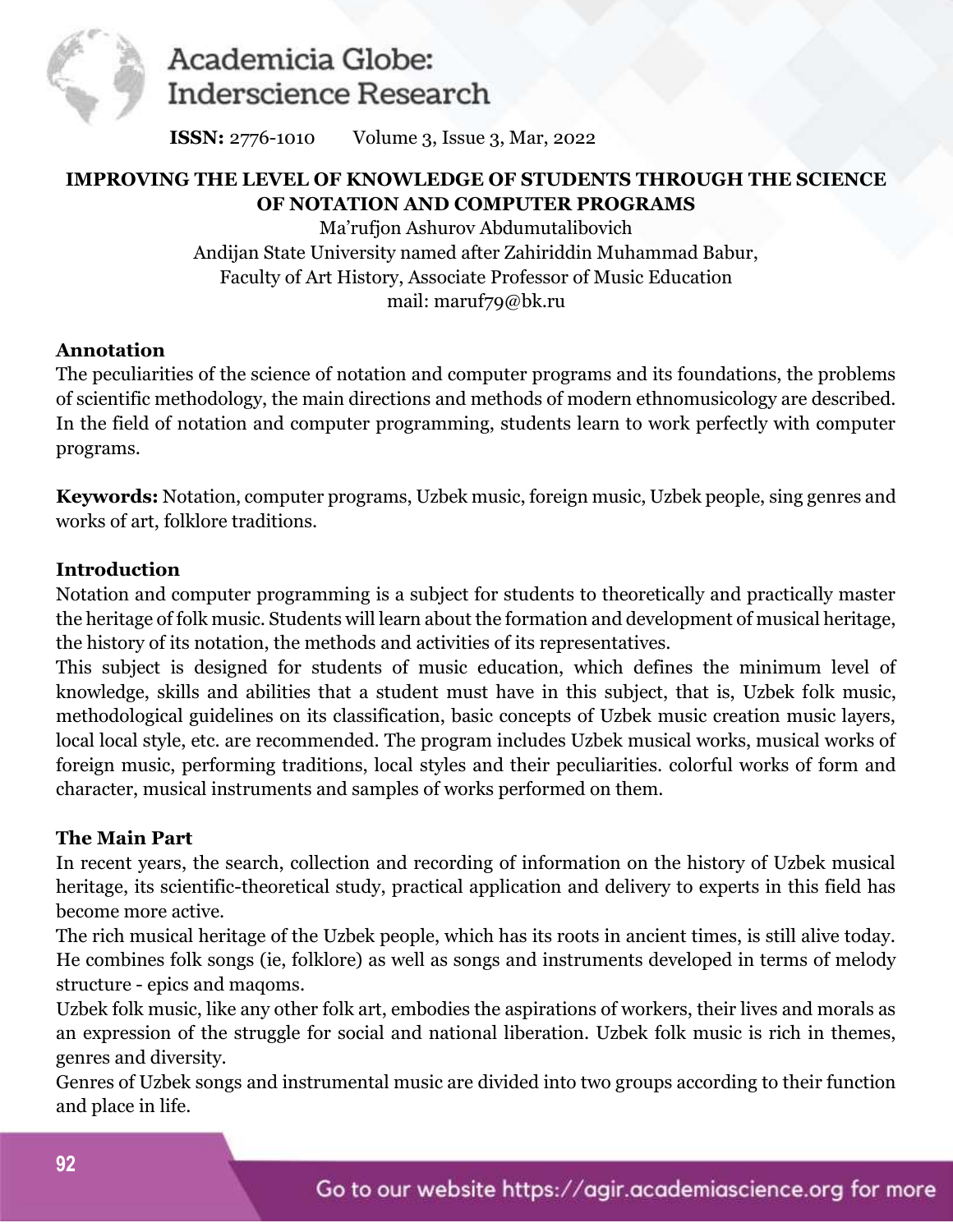# IMPROVING THE LEVEL OF KNOWLEDGE OF STUDENTS THROUGH THE SCIENCE OF NOTATION AND COMPUTER PROGRAMS

Ma'rufjon Ashurov Abdumutalibovich
Andijan State University named after Zahiriddin Muhammad Babur,
Faculty of Art History, Associate Professor of Music Education
mail: maruf79@bk.ru

## Annotation

The peculiarities of the science of notation and computer programs and its foundations, the problems of scientific methodology, the main directions and methods of modern ethnomusicology are described. In the field of notation and computer programming, students learn to work perfectly with computer programs.

**Keywords:** Notation, computer programs, Uzbek music, foreign music, Uzbek people, sing genres and works of art, folklore traditions.

## Introduction

Notation and computer programming is a subject for students to theoretically and practically master the heritage of folk music. Students will learn about the formation and development of musical heritage, the history of its notation, the methods and activities of its representatives.

This subject is designed for students of music education, which defines the minimum level of knowledge, skills and abilities that a student must have in this subject, that is, Uzbek folk music, methodological guidelines on its classification, basic concepts of Uzbek music creation music layers, local local style, etc. are recommended. The program includes Uzbek musical works, musical works of foreign music, performing traditions, local styles and their peculiarities. colorful works of form and character, musical instruments and samples of works performed on them.

## The Main Part

In recent years, the search, collection and recording of information on the history of Uzbek musical heritage, its scientific-theoretical study, practical application and delivery to experts in this field has become more active.

The rich musical heritage of the Uzbek people, which has its roots in ancient times, is still alive today. He combines folk songs (ie, folklore) as well as songs and instruments developed in terms of melody structure - epics and maqoms.

Uzbek folk music, like any other folk art, embodies the aspirations of workers, their lives and morals as an expression of the struggle for social and national liberation. Uzbek folk music is rich in themes, genres and diversity.

Genres of Uzbek songs and instrumental music are divided into two groups according to their function and place in life.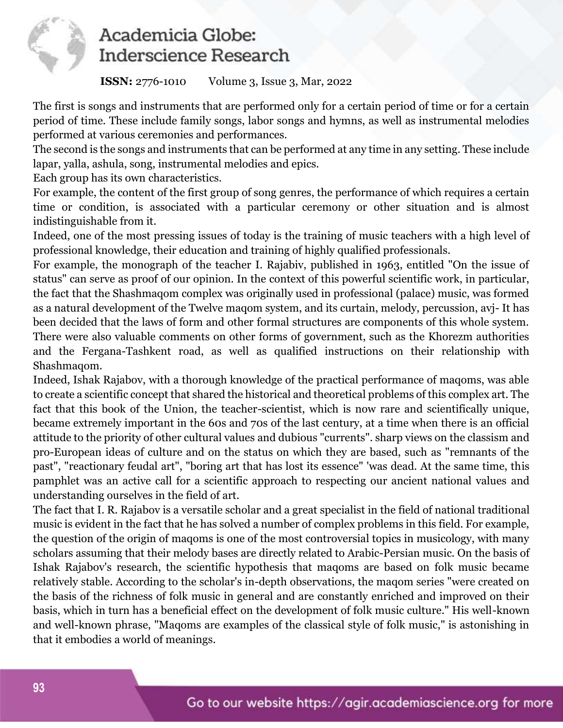The first is songs and instruments that are performed only for a certain period of time or for a certain period of time. These include family songs, labor songs and hymns, as well as instrumental melodies performed at various ceremonies and performances.

The second is the songs and instruments that can be performed at any time in any setting. These include lapar, yalla, ashula, song, instrumental melodies and epics.

Each group has its own characteristics.

For example, the content of the first group of song genres, the performance of which requires a certain time or condition, is associated with a particular ceremony or other situation and is almost indistinguishable from it.

Indeed, one of the most pressing issues of today is the training of music teachers with a high level of professional knowledge, their education and training of highly qualified professionals.

For example, the monograph of the teacher I. Rajabiv, published in 1963, entitled "On the issue of status" can serve as proof of our opinion. In the context of this powerful scientific work, in particular, the fact that the Shashmaqom complex was originally used in professional (palace) music, was formed as a natural development of the Twelve maqom system, and its curtain, melody, percussion, avj- It has been decided that the laws of form and other formal structures are components of this whole system. There were also valuable comments on other forms of government, such as the Khorezm authorities and the Fergana-Tashkent road, as well as qualified instructions on their relationship with Shashmaqom.

Indeed, Ishak Rajabov, with a thorough knowledge of the practical performance of maqoms, was able to create a scientific concept that shared the historical and theoretical problems of this complex art. The fact that this book of the Union, the teacher-scientist, which is now rare and scientifically unique, became extremely important in the 60s and 70s of the last century, at a time when there is an official attitude to the priority of other cultural values and dubious "currents". sharp views on the classism and pro-European ideas of culture and on the status on which they are based, such as "remnants of the past", "reactionary feudal art", "boring art that has lost its essence" 'was dead. At the same time, this pamphlet was an active call for a scientific approach to respecting our ancient national values and understanding ourselves in the field of art.

The fact that I. R. Rajabov is a versatile scholar and a great specialist in the field of national traditional music is evident in the fact that he has solved a number of complex problems in this field. For example, the question of the origin of maqoms is one of the most controversial topics in musicology, with many scholars assuming that their melody bases are directly related to Arabic-Persian music. On the basis of Ishak Rajabov's research, the scientific hypothesis that maqoms are based on folk music became relatively stable. According to the scholar's in-depth observations, the maqom series "were created on the basis of the richness of folk music in general and are constantly enriched and improved on their basis, which in turn has a beneficial effect on the development of folk music culture." His well-known and well-known phrase, "Maqoms are examples of the classical style of folk music," is astonishing in that it embodies a world of meanings.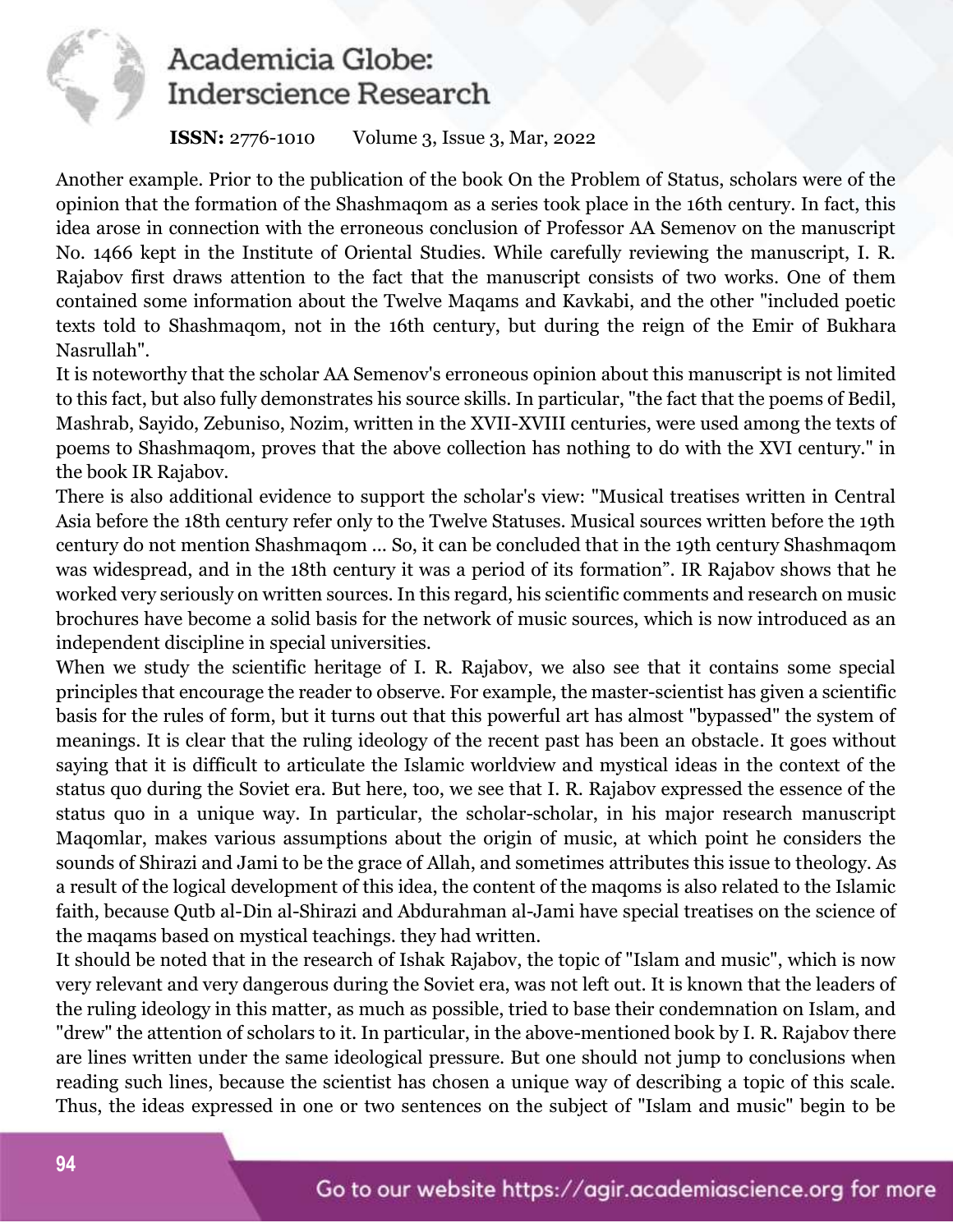Another example. Prior to the publication of the book On the Problem of Status, scholars were of the opinion that the formation of the Shashmaqom as a series took place in the 16th century. In fact, this idea arose in connection with the erroneous conclusion of Professor AA Semenov on the manuscript No. 1466 kept in the Institute of Oriental Studies. While carefully reviewing the manuscript, I. R. Rajabov first draws attention to the fact that the manuscript consists of two works. One of them contained some information about the Twelve Maqams and Kavkabi, and the other "included poetic texts told to Shashmaqom, not in the 16th century, but during the reign of the Emir of Bukhara Nasrullah".

It is noteworthy that the scholar AA Semenov's erroneous opinion about this manuscript is not limited to this fact, but also fully demonstrates his source skills. In particular, "the fact that the poems of Bedil, Mashrab, Sayido, Zebuniso, Nozim, written in the XVII-XVIII centuries, were used among the texts of poems to Shashmaqom, proves that the above collection has nothing to do with the XVI century." in the book IR Rajabov.

There is also additional evidence to support the scholar's view: "Musical treatises written in Central Asia before the 18th century refer only to the Twelve Statuses. Musical sources written before the 19th century do not mention Shashmaqom ... So, it can be concluded that in the 19th century Shashmaqom was widespread, and in the 18th century it was a period of its formation". IR Rajabov shows that he worked very seriously on written sources. In this regard, his scientific comments and research on music brochures have become a solid basis for the network of music sources, which is now introduced as an independent discipline in special universities.

When we study the scientific heritage of I. R. Rajabov, we also see that it contains some special principles that encourage the reader to observe. For example, the master-scientist has given a scientific basis for the rules of form, but it turns out that this powerful art has almost "bypassed" the system of meanings. It is clear that the ruling ideology of the recent past has been an obstacle. It goes without saying that it is difficult to articulate the Islamic worldview and mystical ideas in the context of the status quo during the Soviet era. But here, too, we see that I. R. Rajabov expressed the essence of the status quo in a unique way. In particular, the scholar-scholar, in his major research manuscript Maqomlar, makes various assumptions about the origin of music, at which point he considers the sounds of Shirazi and Jami to be the grace of Allah, and sometimes attributes this issue to theology. As a result of the logical development of this idea, the content of the maqoms is also related to the Islamic faith, because Qutb al-Din al-Shirazi and Abdurahman al-Jami have special treatises on the science of the maqams based on mystical teachings. they had written.

It should be noted that in the research of Ishak Rajabov, the topic of "Islam and music", which is now very relevant and very dangerous during the Soviet era, was not left out. It is known that the leaders of the ruling ideology in this matter, as much as possible, tried to base their condemnation on Islam, and "drew" the attention of scholars to it. In particular, in the above-mentioned book by I. R. Rajabov there are lines written under the same ideological pressure. But one should not jump to conclusions when reading such lines, because the scientist has chosen a unique way of describing a topic of this scale. Thus, the ideas expressed in one or two sentences on the subject of "Islam and music" begin to be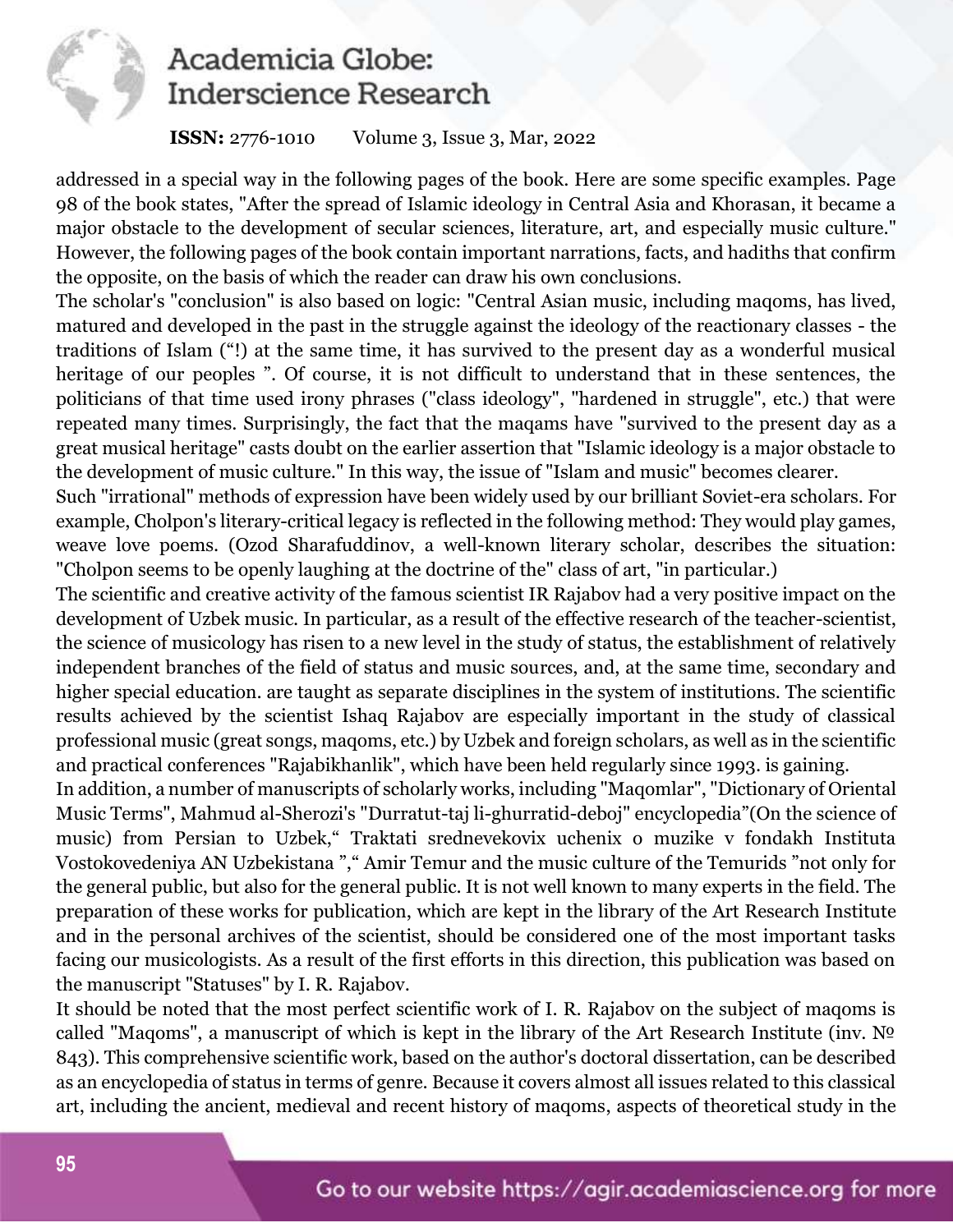addressed in a special way in the following pages of the book. Here are some specific examples. Page 98 of the book states, "After the spread of Islamic ideology in Central Asia and Khorasan, it became a major obstacle to the development of secular sciences, literature, art, and especially music culture." However, the following pages of the book contain important narrations, facts, and hadiths that confirm the opposite, on the basis of which the reader can draw his own conclusions.

The scholar's "conclusion" is also based on logic: "Central Asian music, including maqoms, has lived, matured and developed in the past in the struggle against the ideology of the reactionary classes - the traditions of Islam ("!) at the same time, it has survived to the present day as a wonderful musical heritage of our peoples ". Of course, it is not difficult to understand that in these sentences, the politicians of that time used irony phrases ("class ideology", "hardened in struggle", etc.) that were repeated many times. Surprisingly, the fact that the maqams have "survived to the present day as a great musical heritage" casts doubt on the earlier assertion that "Islamic ideology is a major obstacle to the development of music culture." In this way, the issue of "Islam and music" becomes clearer.

Such "irrational" methods of expression have been widely used by our brilliant Soviet-era scholars. For example, Cholpon's literary-critical legacy is reflected in the following method: They would play games, weave love poems. (Ozod Sharafuddinov, a well-known literary scholar, describes the situation: "Cholpon seems to be openly laughing at the doctrine of the" class of art, "in particular.)

The scientific and creative activity of the famous scientist IR Rajabov had a very positive impact on the development of Uzbek music. In particular, as a result of the effective research of the teacher-scientist, the science of musicology has risen to a new level in the study of status, the establishment of relatively independent branches of the field of status and music sources, and, at the same time, secondary and higher special education. are taught as separate disciplines in the system of institutions. The scientific results achieved by the scientist Ishaq Rajabov are especially important in the study of classical professional music (great songs, maqoms, etc.) by Uzbek and foreign scholars, as well as in the scientific and practical conferences "Rajabikhanlik", which have been held regularly since 1993. is gaining.

In addition, a number of manuscripts of scholarly works, including "Maqomlar", "Dictionary of Oriental Music Terms", Mahmud al-Sherozi's "Durratut-taj li-ghurratid-deboj" encyclopedia"(On the science of music) from Persian to Uzbek," Traktati srednevekovix uchenix o muzike v fondakh Instituta Vostokovedeniya AN Uzbekistana "," Amir Temur and the music culture of the Temurids "not only for the general public, but also for the general public. It is not well known to many experts in the field. The preparation of these works for publication, which are kept in the library of the Art Research Institute and in the personal archives of the scientist, should be considered one of the most important tasks facing our musicologists. As a result of the first efforts in this direction, this publication was based on the manuscript "Statuses" by I. R. Rajabov.

It should be noted that the most perfect scientific work of I. R. Rajabov on the subject of maqoms is called "Maqoms", a manuscript of which is kept in the library of the Art Research Institute (inv. № 843). This comprehensive scientific work, based on the author's doctoral dissertation, can be described as an encyclopedia of status in terms of genre. Because it covers almost all issues related to this classical art, including the ancient, medieval and recent history of maqoms, aspects of theoretical study in the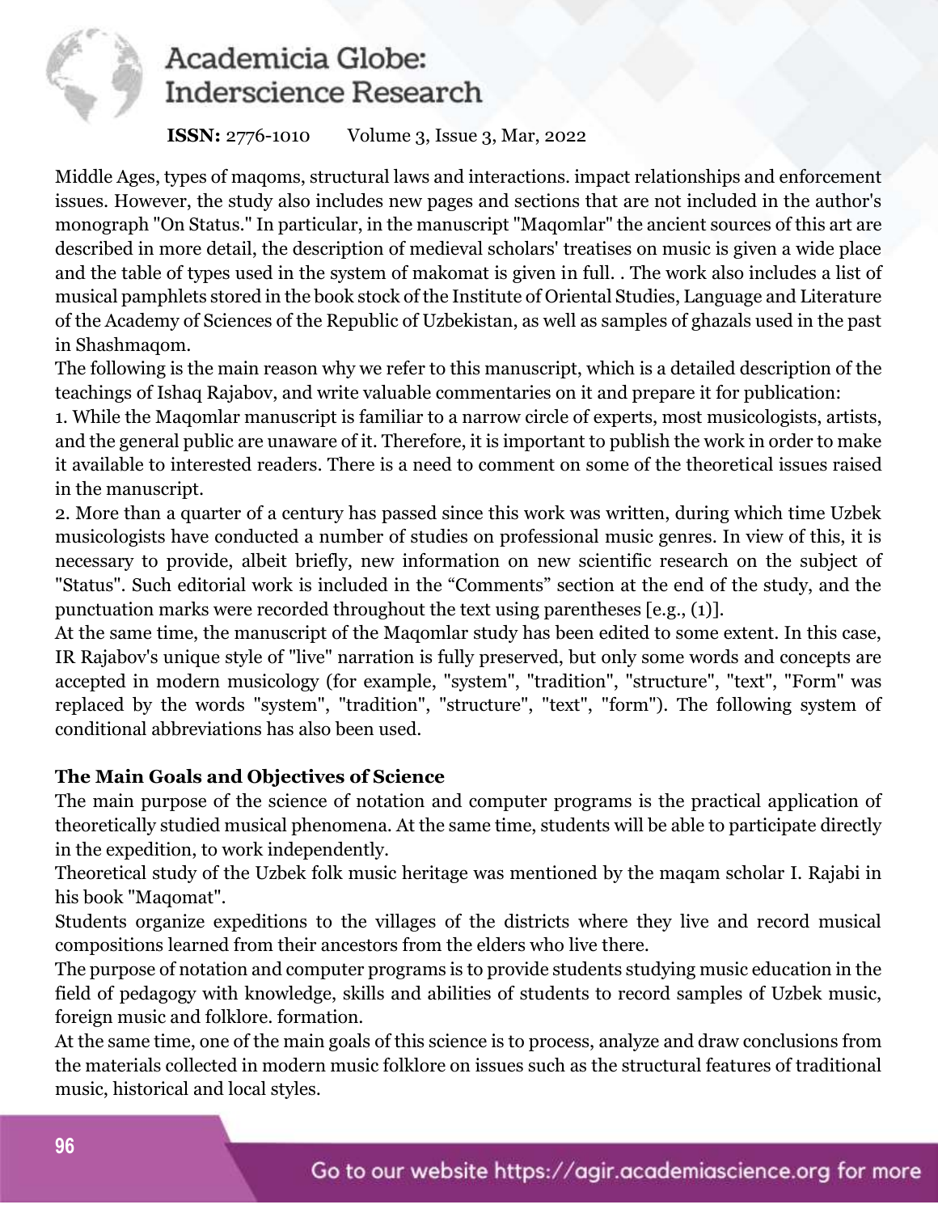Middle Ages, types of maqoms, structural laws and interactions. impact relationships and enforcement issues. However, the study also includes new pages and sections that are not included in the author's monograph "On Status." In particular, in the manuscript "Maqomlar" the ancient sources of this art are described in more detail, the description of medieval scholars' treatises on music is given a wide place and the table of types used in the system of makomat is given in full. . The work also includes a list of musical pamphlets stored in the book stock of the Institute of Oriental Studies, Language and Literature of the Academy of Sciences of the Republic of Uzbekistan, as well as samples of ghazals used in the past in Shashmaqom.

The following is the main reason why we refer to this manuscript, which is a detailed description of the teachings of Ishaq Rajabov, and write valuable commentaries on it and prepare it for publication:

1. While the Maqomlar manuscript is familiar to a narrow circle of experts, most musicologists, artists, and the general public are unaware of it. Therefore, it is important to publish the work in order to make it available to interested readers. There is a need to comment on some of the theoretical issues raised in the manuscript.
2. More than a quarter of a century has passed since this work was written, during which time Uzbek musicologists have conducted a number of studies on professional music genres. In view of this, it is necessary to provide, albeit briefly, new information on new scientific research on the subject of "Status". Such editorial work is included in the "Comments" section at the end of the study, and the punctuation marks were recorded throughout the text using parentheses [e.g., (1)].

At the same time, the manuscript of the Maqomlar study has been edited to some extent. In this case, IR Rajabov's unique style of "live" narration is fully preserved, but only some words and concepts are accepted in modern musicology (for example, "system", "tradition", "structure", "text", "Form" was replaced by the words "system", "tradition", "structure", "text", "form"). The following system of conditional abbreviations has also been used.

**The Main Goals and Objectives of Science**

The main purpose of the science of notation and computer programs is the practical application of theoretically studied musical phenomena. At the same time, students will be able to participate directly in the expedition, to work independently.

Theoretical study of the Uzbek folk music heritage was mentioned by the maqam scholar I. Rajabi in his book "Maqomat".

Students organize expeditions to the villages of the districts where they live and record musical compositions learned from their ancestors from the elders who live there.

The purpose of notation and computer programs is to provide students studying music education in the field of pedagogy with knowledge, skills and abilities of students to record samples of Uzbek music, foreign music and folklore. formation.

At the same time, one of the main goals of this science is to process, analyze and draw conclusions from the materials collected in modern music folklore on issues such as the structural features of traditional music, historical and local styles.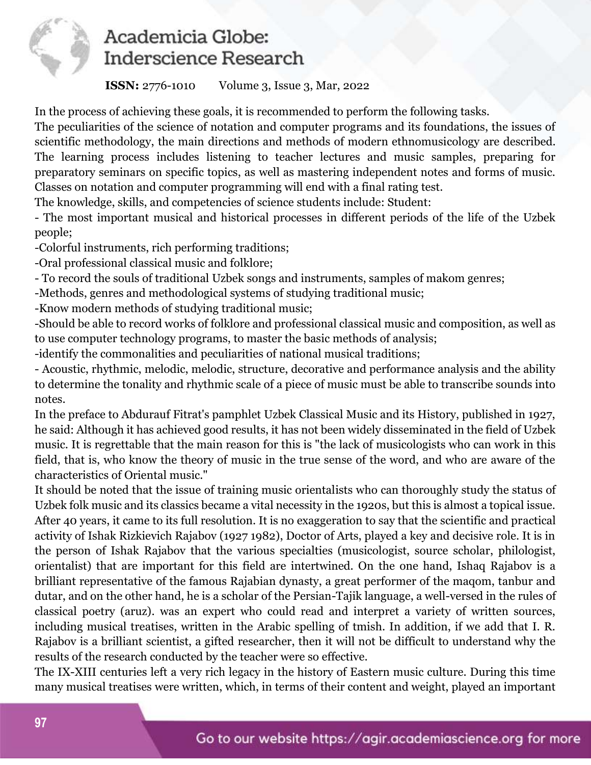In the process of achieving these goals, it is recommended to perform the following tasks.

The peculiarities of the science of notation and computer programs and its foundations, the issues of scientific methodology, the main directions and methods of modern ethnomusicology are described. The learning process includes listening to teacher lectures and music samples, preparing for preparatory seminars on specific topics, as well as mastering independent notes and forms of music. Classes on notation and computer programming will end with a final rating test.

The knowledge, skills, and competencies of science students include: Student:

- The most important musical and historical processes in different periods of the life of the Uzbek people;
- Colorful instruments, rich performing traditions;
- Oral professional classical music and folklore;
- To record the souls of traditional Uzbek songs and instruments, samples of makom genres;
- Methods, genres and methodological systems of studying traditional music;
- Know modern methods of studying traditional music;
- Should be able to record works of folklore and professional classical music and composition, as well as to use computer technology programs, to master the basic methods of analysis;
- identify the commonalities and peculiarities of national musical traditions;
- Acoustic, rhythmic, melodic, melodic, structure, decorative and performance analysis and the ability to determine the tonality and rhythmic scale of a piece of music must be able to transcribe sounds into notes.

In the preface to Abdurauf Fitrat's pamphlet Uzbek Classical Music and its History, published in 1927, he said: Although it has achieved good results, it has not been widely disseminated in the field of Uzbek music. It is regrettable that the main reason for this is "the lack of musicologists who can work in this field, that is, who know the theory of music in the true sense of the word, and who are aware of the characteristics of Oriental music."

It should be noted that the issue of training music orientalists who can thoroughly study the status of Uzbek folk music and its classics became a vital necessity in the 1920s, but this is almost a topical issue. After 40 years, it came to its full resolution. It is no exaggeration to say that the scientific and practical activity of Ishak Rizkievich Rajabov (1927 1982), Doctor of Arts, played a key and decisive role. It is in the person of Ishak Rajabov that the various specialties (musicologist, source scholar, philologist, orientalist) that are important for this field are intertwined. On the one hand, Ishaq Rajabov is a brilliant representative of the famous Rajabian dynasty, a great performer of the maqom, tanbur and dutar, and on the other hand, he is a scholar of the Persian-Tajik language, a well-versed in the rules of classical poetry (aruz). was an expert who could read and interpret a variety of written sources, including musical treatises, written in the Arabic spelling of tmish. In addition, if we add that I. R. Rajabov is a brilliant scientist, a gifted researcher, then it will not be difficult to understand why the results of the research conducted by the teacher were so effective.

The IX-XIII centuries left a very rich legacy in the history of Eastern music culture. During this time many musical treatises were written, which, in terms of their content and weight, played an important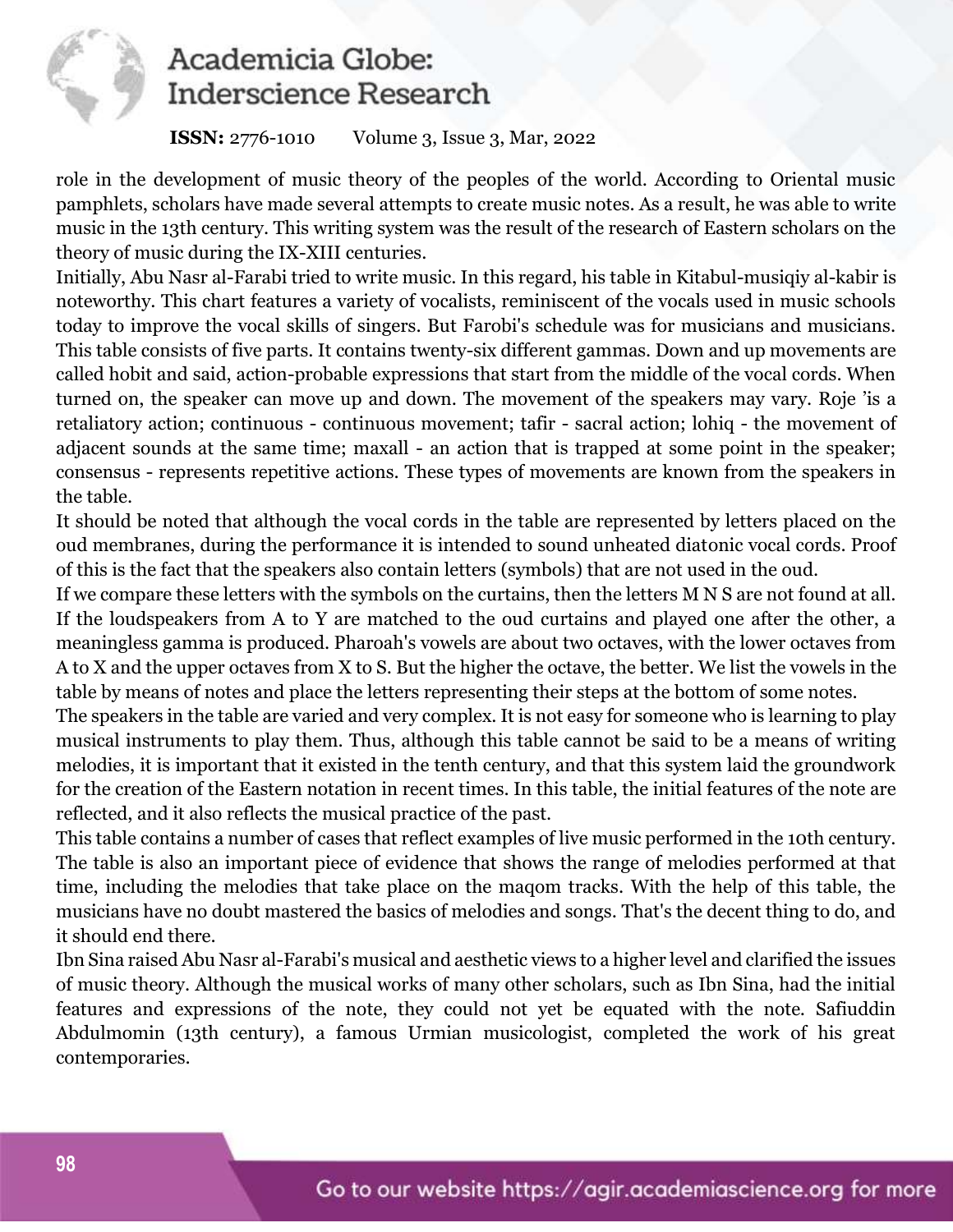role in the development of music theory of the peoples of the world. According to Oriental music pamphlets, scholars have made several attempts to create music notes. As a result, he was able to write music in the 13th century. This writing system was the result of the research of Eastern scholars on the theory of music during the IX-XIII centuries.

Initially, Abu Nasr al-Farabi tried to write music. In this regard, his table in Kitabul-musiqiy al-kabir is noteworthy. This chart features a variety of vocalists, reminiscent of the vocals used in music schools today to improve the vocal skills of singers. But Farobi's schedule was for musicians and musicians. This table consists of five parts. It contains twenty-six different gammas. Down and up movements are called hobit and said, action-probable expressions that start from the middle of the vocal cords. When turned on, the speaker can move up and down. The movement of the speakers may vary. Roje 'is a retaliatory action; continuous - continuous movement; tafir - sacral action; lohiq - the movement of adjacent sounds at the same time; maxall - an action that is trapped at some point in the speaker; consensus - represents repetitive actions. These types of movements are known from the speakers in the table.

It should be noted that although the vocal cords in the table are represented by letters placed on the oud membranes, during the performance it is intended to sound unheated diatonic vocal cords. Proof of this is the fact that the speakers also contain letters (symbols) that are not used in the oud.

If we compare these letters with the symbols on the curtains, then the letters M N S are not found at all. If the loudspeakers from A to Y are matched to the oud curtains and played one after the other, a meaningless gamma is produced. Pharoah's vowels are about two octaves, with the lower octaves from A to X and the upper octaves from X to S. But the higher the octave, the better. We list the vowels in the table by means of notes and place the letters representing their steps at the bottom of some notes.

The speakers in the table are varied and very complex. It is not easy for someone who is learning to play musical instruments to play them. Thus, although this table cannot be said to be a means of writing melodies, it is important that it existed in the tenth century, and that this system laid the groundwork for the creation of the Eastern notation in recent times. In this table, the initial features of the note are reflected, and it also reflects the musical practice of the past.

This table contains a number of cases that reflect examples of live music performed in the 10th century. The table is also an important piece of evidence that shows the range of melodies performed at that time, including the melodies that take place on the maqom tracks. With the help of this table, the musicians have no doubt mastered the basics of melodies and songs. That's the decent thing to do, and it should end there.

Ibn Sina raised Abu Nasr al-Farabi's musical and aesthetic views to a higher level and clarified the issues of music theory. Although the musical works of many other scholars, such as Ibn Sina, had the initial features and expressions of the note, they could not yet be equated with the note. Safiuddin Abdulmomin (13th century), a famous Urmian musicologist, completed the work of his great contemporaries.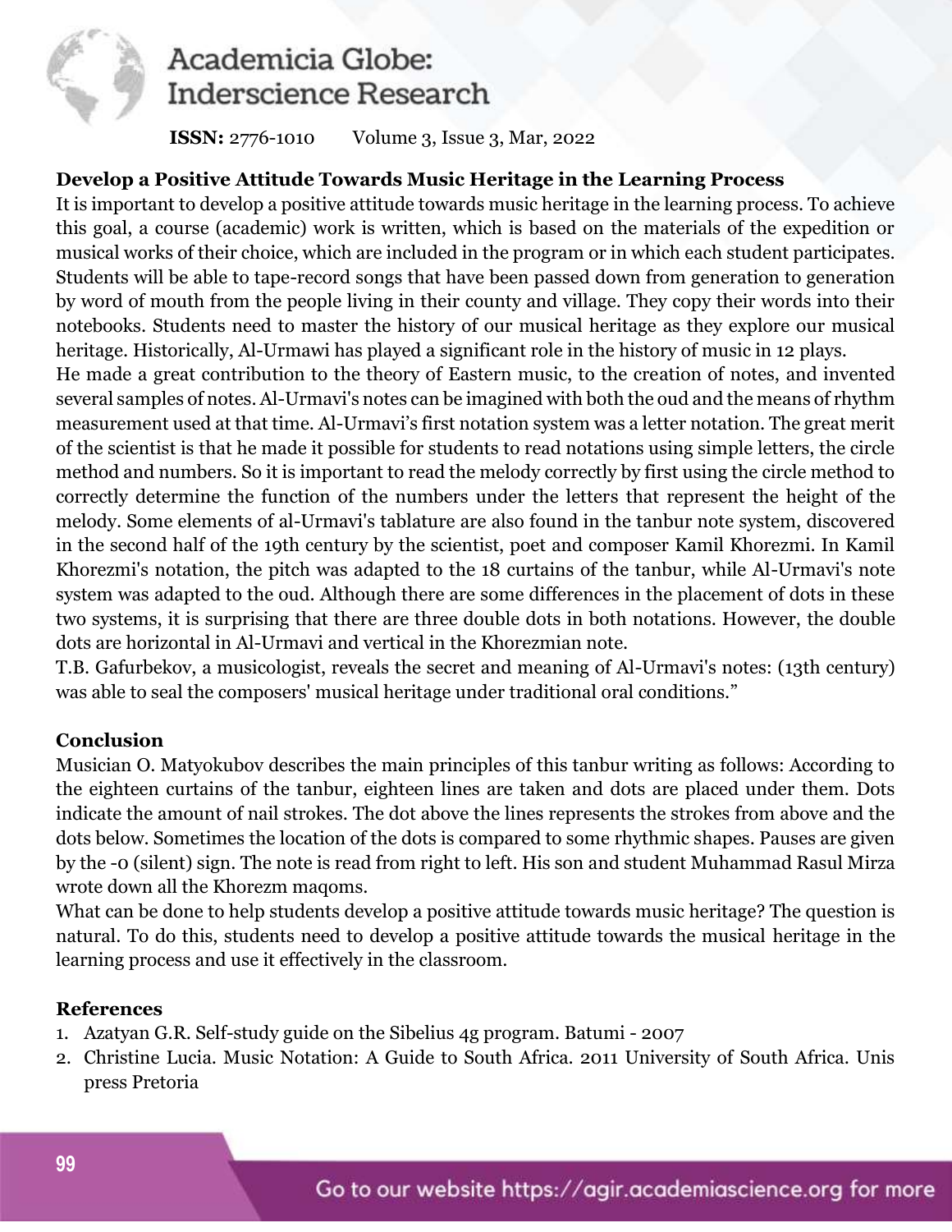**Develop a Positive Attitude Towards Music Heritage in the Learning Process**

It is important to develop a positive attitude towards music heritage in the learning process. To achieve this goal, a course (academic) work is written, which is based on the materials of the expedition or musical works of their choice, which are included in the program or in which each student participates. Students will be able to tape-record songs that have been passed down from generation to generation by word of mouth from the people living in their county and village. They copy their words into their notebooks. Students need to master the history of our musical heritage as they explore our musical heritage. Historically, Al-Urmawi has played a significant role in the history of music in 12 plays.

He made a great contribution to the theory of Eastern music, to the creation of notes, and invented several samples of notes. Al-Urmavi's notes can be imagined with both the oud and the means of rhythm measurement used at that time. Al-Urmavi's first notation system was a letter notation. The great merit of the scientist is that he made it possible for students to read notations using simple letters, the circle method and numbers. So it is important to read the melody correctly by first using the circle method to correctly determine the function of the numbers under the letters that represent the height of the melody. Some elements of al-Urmavi's tablature are also found in the tanbur note system, discovered in the second half of the 19th century by the scientist, poet and composer Kamil Khorezmi. In Kamil Khorezmi's notation, the pitch was adapted to the 18 curtains of the tanbur, while Al-Urmavi's note system was adapted to the oud. Although there are some differences in the placement of dots in these two systems, it is surprising that there are three double dots in both notations. However, the double dots are horizontal in Al-Urmavi and vertical in the Khorezmian note.

T.B. Gafurbekov, a musicologist, reveals the secret and meaning of Al-Urmavi's notes: (13th century) was able to seal the composers' musical heritage under traditional oral conditions."

**Conclusion**

Musician O. Matyokubov describes the main principles of this tanbur writing as follows: According to the eighteen curtains of the tanbur, eighteen lines are taken and dots are placed under them. Dots indicate the amount of nail strokes. The dot above the lines represents the strokes from above and the dots below. Sometimes the location of the dots is compared to some rhythmic shapes. Pauses are given by the -0 (silent) sign. The note is read from right to left. His son and student Muhammad Rasul Mirza wrote down all the Khorezm maqoms.

What can be done to help students develop a positive attitude towards music heritage? The question is natural. To do this, students need to develop a positive attitude towards the musical heritage in the learning process and use it effectively in the classroom.

**References**

1. Azatyan G.R. Self-study guide on the Sibelius 4g program. Batumi - 2007
2. Christine Lucia. Music Notation: A Guide to South Africa. 2011 University of South Africa. Unis press Pretoria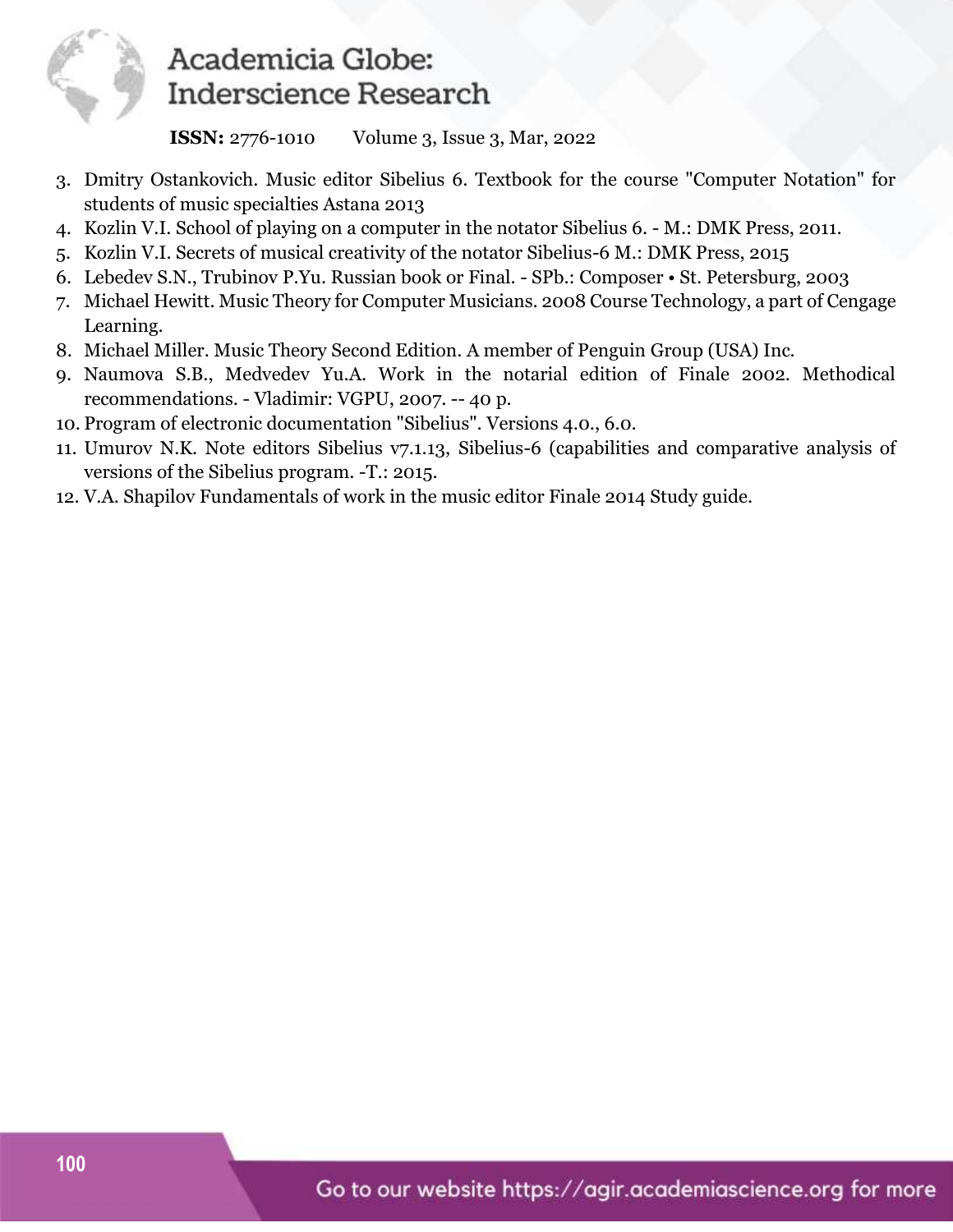3. Dmitry Ostankovich. Music editor Sibelius 6. Textbook for the course "Computer Notation" for students of music specialties Astana 2013
4. Kozlin V.I. School of playing on a computer in the notator Sibelius 6. - M.: DMK Press, 2011.
5. Kozlin V.I. Secrets of musical creativity of the notator Sibelius-6 M.: DMK Press, 2015
6. Lebedev S.N., Trubinov P.Yu. Russian book or Final. - SPb.: Composer • St. Petersburg, 2003
7. Michael Hewitt. Music Theory for Computer Musicians. 2008 Course Technology, a part of Cengage Learning.
8. Michael Miller. Music Theory Second Edition. A member of Penguin Group (USA) Inc.
9. Naumova S.B., Medvedev Yu.A. Work in the notarial edition of Finale 2002. Methodical recommendations. - Vladimir: VGPU, 2007. -- 40 p.
10. Program of electronic documentation "Sibelius". Versions 4.0., 6.0.
11. Umurov N.K. Note editors Sibelius v7.1.13, Sibelius-6 (capabilities and comparative analysis of versions of the Sibelius program. -T.: 2015.
12. V.A. Shapilov Fundamentals of work in the music editor Finale 2014 Study guide.